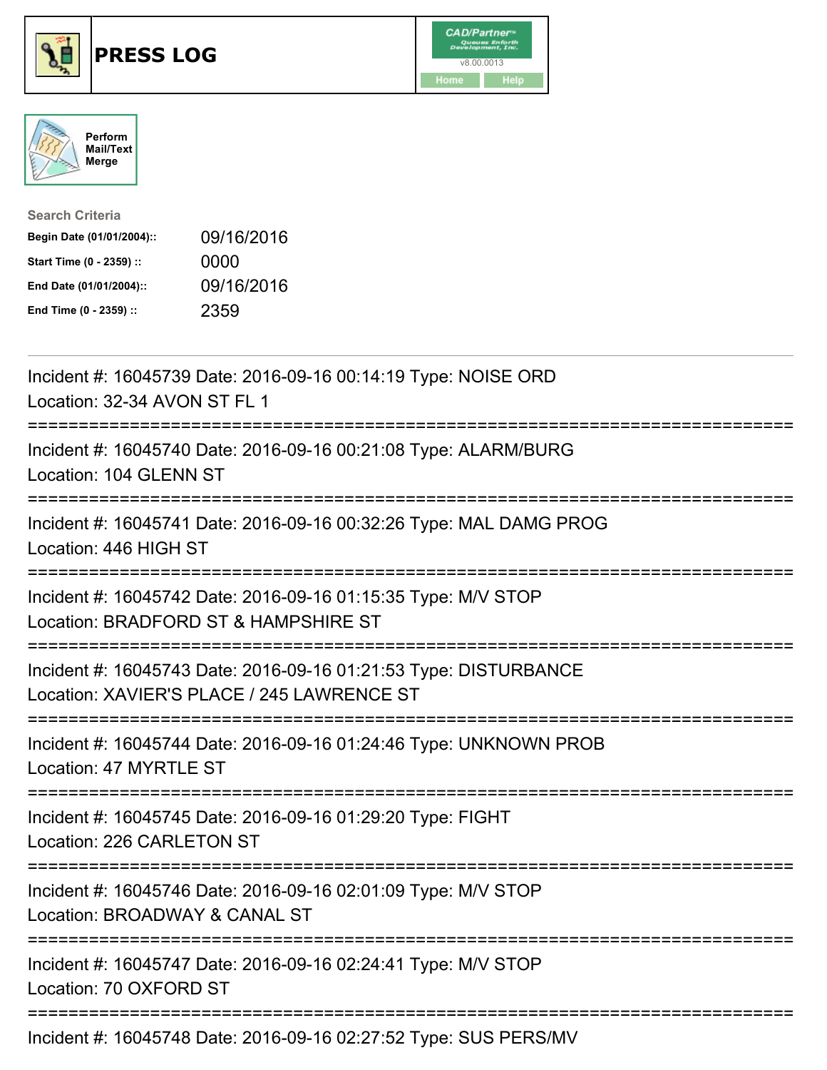# PRESS LOG

CAD/Partner™
v8.00.0013
Home Help

Perform Mail/Text Merge

**Search Criteria**

| | |
|---|---|
| **Begin Date (01/01/2004)::** | 09/16/2016 |
| **Start Time (0 - 2359) ::** | 0000 |
| **End Date (01/01/2004)::** | 09/16/2016 |
| **End Time (0 - 2359) ::** | 2359 |

---

Incident #: 16045739 Date: 2016-09-16 00:14:19 Type: NOISE ORD
Location: 32-34 AVON ST FL 1

===========================================================================

Incident #: 16045740 Date: 2016-09-16 00:21:08 Type: ALARM/BURG
Location: 104 GLENN ST

===========================================================================

Incident #: 16045741 Date: 2016-09-16 00:32:26 Type: MAL DAMG PROG
Location: 446 HIGH ST

===========================================================================

Incident #: 16045742 Date: 2016-09-16 01:15:35 Type: M/V STOP
Location: BRADFORD ST & HAMPSHIRE ST

===========================================================================

Incident #: 16045743 Date: 2016-09-16 01:21:53 Type: DISTURBANCE
Location: XAVIER'S PLACE / 245 LAWRENCE ST

===========================================================================

Incident #: 16045744 Date: 2016-09-16 01:24:46 Type: UNKNOWN PROB
Location: 47 MYRTLE ST

===========================================================================

Incident #: 16045745 Date: 2016-09-16 01:29:20 Type: FIGHT
Location: 226 CARLETON ST

===========================================================================

Incident #: 16045746 Date: 2016-09-16 02:01:09 Type: M/V STOP
Location: BROADWAY & CANAL ST

===========================================================================

Incident #: 16045747 Date: 2016-09-16 02:24:41 Type: M/V STOP
Location: 70 OXFORD ST

===========================================================================

Incident #: 16045748 Date: 2016-09-16 02:27:52 Type: SUS PERS/MV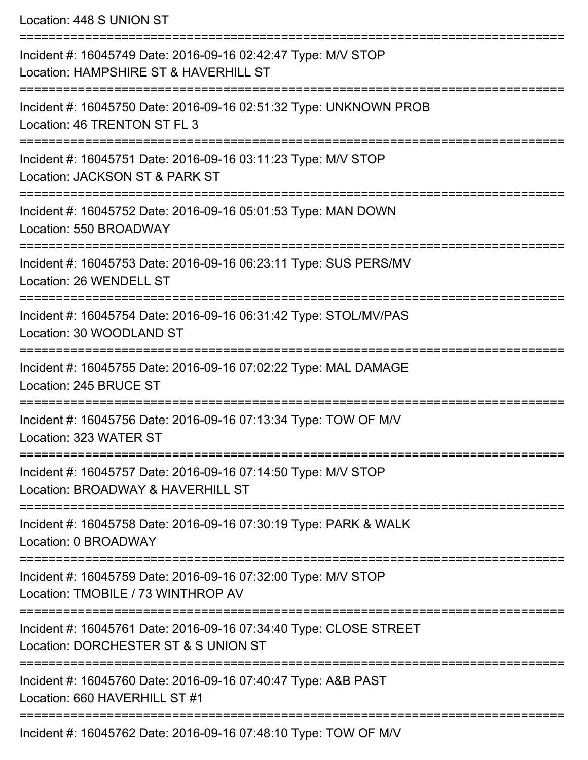Location: 448 S UNION ST

===========================================================================

Incident #: 16045749 Date: 2016-09-16 02:42:47 Type: M/V STOP
Location: HAMPSHIRE ST & HAVERHILL ST

===========================================================================

Incident #: 16045750 Date: 2016-09-16 02:51:32 Type: UNKNOWN PROB
Location: 46 TRENTON ST FL 3

===========================================================================

Incident #: 16045751 Date: 2016-09-16 03:11:23 Type: M/V STOP
Location: JACKSON ST & PARK ST

===========================================================================

Incident #: 16045752 Date: 2016-09-16 05:01:53 Type: MAN DOWN
Location: 550 BROADWAY

===========================================================================

Incident #: 16045753 Date: 2016-09-16 06:23:11 Type: SUS PERS/MV
Location: 26 WENDELL ST

===========================================================================

Incident #: 16045754 Date: 2016-09-16 06:31:42 Type: STOL/MV/PAS
Location: 30 WOODLAND ST

===========================================================================

Incident #: 16045755 Date: 2016-09-16 07:02:22 Type: MAL DAMAGE
Location: 245 BRUCE ST

===========================================================================

Incident #: 16045756 Date: 2016-09-16 07:13:34 Type: TOW OF M/V
Location: 323 WATER ST

===========================================================================

Incident #: 16045757 Date: 2016-09-16 07:14:50 Type: M/V STOP
Location: BROADWAY & HAVERHILL ST

===========================================================================

Incident #: 16045758 Date: 2016-09-16 07:30:19 Type: PARK & WALK
Location: 0 BROADWAY

===========================================================================

Incident #: 16045759 Date: 2016-09-16 07:32:00 Type: M/V STOP
Location: TMOBILE / 73 WINTHROP AV

===========================================================================

Incident #: 16045761 Date: 2016-09-16 07:34:40 Type: CLOSE STREET
Location: DORCHESTER ST & S UNION ST

===========================================================================

Incident #: 16045760 Date: 2016-09-16 07:40:47 Type: A&B PAST
Location: 660 HAVERHILL ST #1

===========================================================================

Incident #: 16045762 Date: 2016-09-16 07:48:10 Type: TOW OF M/V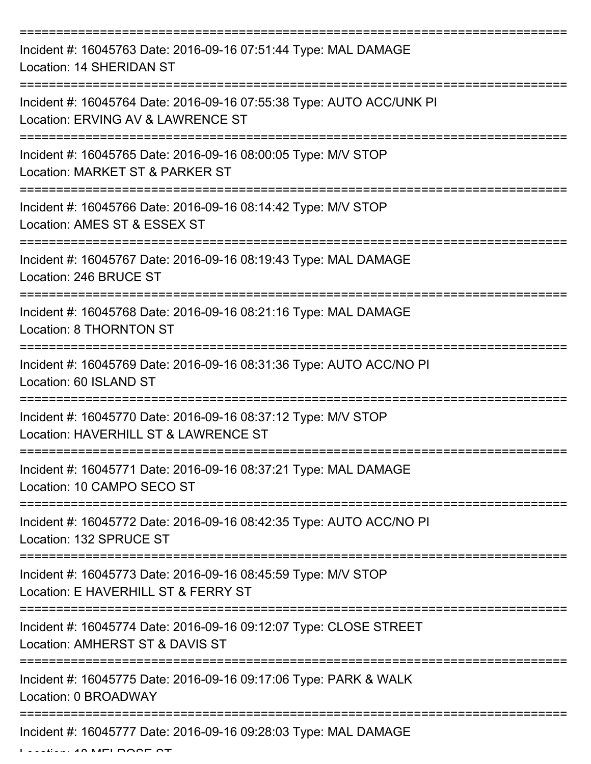===========================================================================

Incident #: 16045763 Date: 2016-09-16 07:51:44 Type: MAL DAMAGE
Location: 14 SHERIDAN ST

===========================================================================

Incident #: 16045764 Date: 2016-09-16 07:55:38 Type: AUTO ACC/UNK PI
Location: ERVING AV & LAWRENCE ST

===========================================================================

Incident #: 16045765 Date: 2016-09-16 08:00:05 Type: M/V STOP
Location: MARKET ST & PARKER ST

===========================================================================

Incident #: 16045766 Date: 2016-09-16 08:14:42 Type: M/V STOP
Location: AMES ST & ESSEX ST

===========================================================================

Incident #: 16045767 Date: 2016-09-16 08:19:43 Type: MAL DAMAGE
Location: 246 BRUCE ST

===========================================================================

Incident #: 16045768 Date: 2016-09-16 08:21:16 Type: MAL DAMAGE
Location: 8 THORNTON ST

===========================================================================

Incident #: 16045769 Date: 2016-09-16 08:31:36 Type: AUTO ACC/NO PI
Location: 60 ISLAND ST

===========================================================================

Incident #: 16045770 Date: 2016-09-16 08:37:12 Type: M/V STOP
Location: HAVERHILL ST & LAWRENCE ST

===========================================================================

Incident #: 16045771 Date: 2016-09-16 08:37:21 Type: MAL DAMAGE
Location: 10 CAMPO SECO ST

===========================================================================

Incident #: 16045772 Date: 2016-09-16 08:42:35 Type: AUTO ACC/NO PI
Location: 132 SPRUCE ST

===========================================================================

Incident #: 16045773 Date: 2016-09-16 08:45:59 Type: M/V STOP
Location: E HAVERHILL ST & FERRY ST

===========================================================================

Incident #: 16045774 Date: 2016-09-16 09:12:07 Type: CLOSE STREET
Location: AMHERST ST & DAVIS ST

===========================================================================

Incident #: 16045775 Date: 2016-09-16 09:17:06 Type: PARK & WALK
Location: 0 BROADWAY

===========================================================================

Incident #: 16045777 Date: 2016-09-16 09:28:03 Type: MAL DAMAGE
Location: 18 MELROSE ST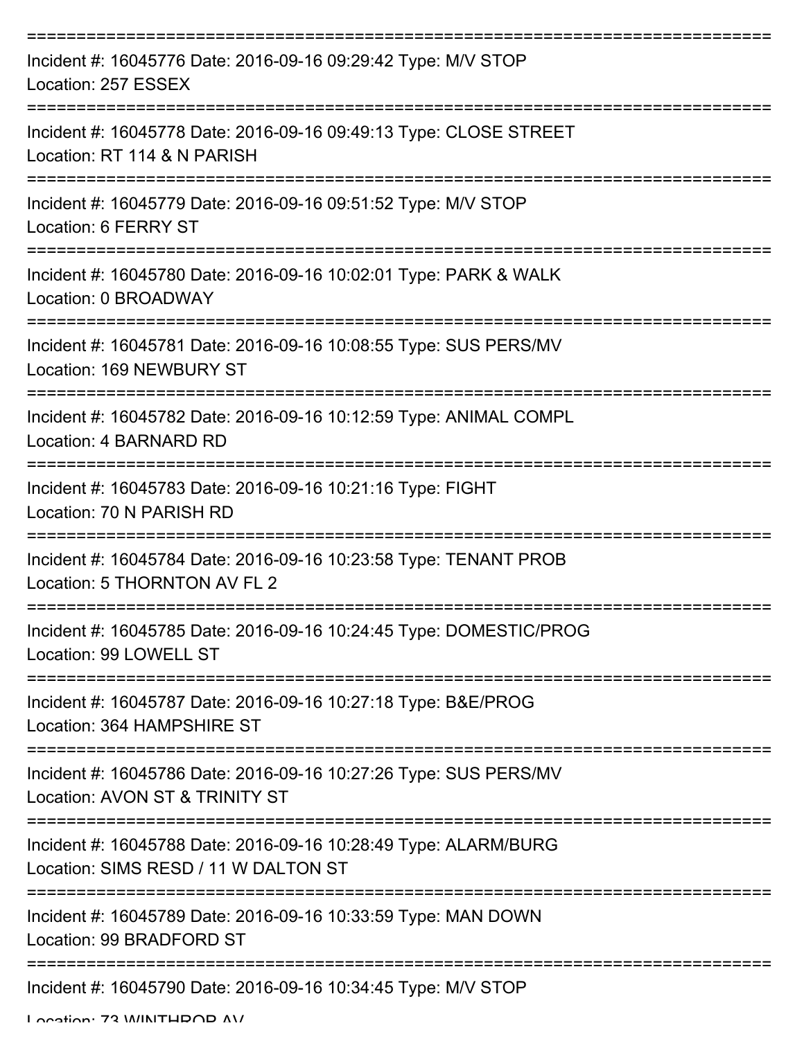===========================================================================

Incident #: 16045776 Date: 2016-09-16 09:29:42 Type: M/V STOP
Location: 257 ESSEX

===========================================================================

Incident #: 16045778 Date: 2016-09-16 09:49:13 Type: CLOSE STREET
Location: RT 114 & N PARISH

===========================================================================

Incident #: 16045779 Date: 2016-09-16 09:51:52 Type: M/V STOP
Location: 6 FERRY ST

===========================================================================

Incident #: 16045780 Date: 2016-09-16 10:02:01 Type: PARK & WALK
Location: 0 BROADWAY

===========================================================================

Incident #: 16045781 Date: 2016-09-16 10:08:55 Type: SUS PERS/MV
Location: 169 NEWBURY ST

===========================================================================

Incident #: 16045782 Date: 2016-09-16 10:12:59 Type: ANIMAL COMPL
Location: 4 BARNARD RD

===========================================================================

Incident #: 16045783 Date: 2016-09-16 10:21:16 Type: FIGHT
Location: 70 N PARISH RD

===========================================================================

Incident #: 16045784 Date: 2016-09-16 10:23:58 Type: TENANT PROB
Location: 5 THORNTON AV FL 2

===========================================================================

Incident #: 16045785 Date: 2016-09-16 10:24:45 Type: DOMESTIC/PROG
Location: 99 LOWELL ST

===========================================================================

Incident #: 16045787 Date: 2016-09-16 10:27:18 Type: B&E/PROG
Location: 364 HAMPSHIRE ST

===========================================================================

Incident #: 16045786 Date: 2016-09-16 10:27:26 Type: SUS PERS/MV
Location: AVON ST & TRINITY ST

===========================================================================

Incident #: 16045788 Date: 2016-09-16 10:28:49 Type: ALARM/BURG
Location: SIMS RESD / 11 W DALTON ST

===========================================================================

Incident #: 16045789 Date: 2016-09-16 10:33:59 Type: MAN DOWN
Location: 99 BRADFORD ST

===========================================================================

Incident #: 16045790 Date: 2016-09-16 10:34:45 Type: M/V STOP
Location: 73 WINTHROP AV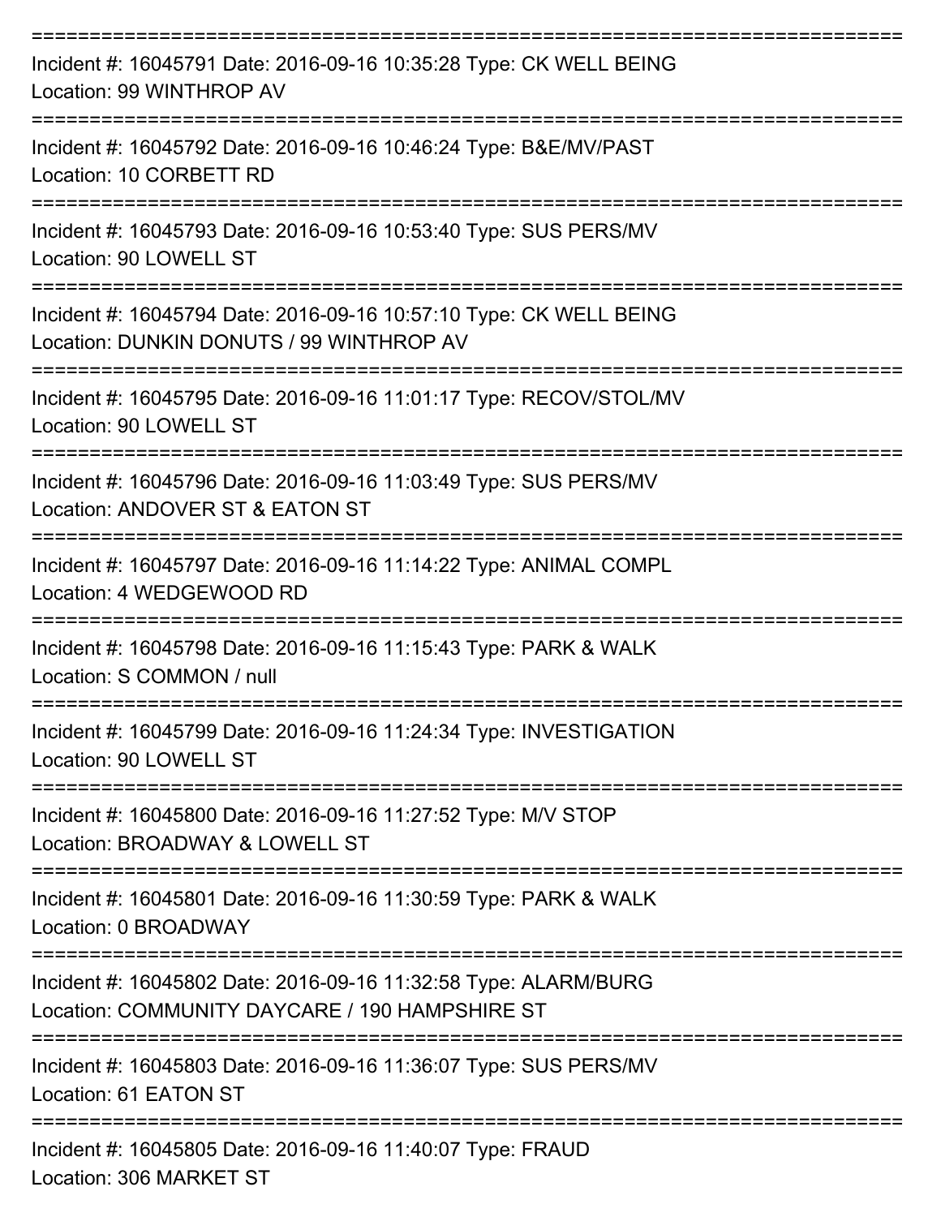===========================================================================

Incident #: 16045791 Date: 2016-09-16 10:35:28 Type: CK WELL BEING
Location: 99 WINTHROP AV

===========================================================================

Incident #: 16045792 Date: 2016-09-16 10:46:24 Type: B&E/MV/PAST
Location: 10 CORBETT RD

===========================================================================

Incident #: 16045793 Date: 2016-09-16 10:53:40 Type: SUS PERS/MV
Location: 90 LOWELL ST

===========================================================================

Incident #: 16045794 Date: 2016-09-16 10:57:10 Type: CK WELL BEING
Location: DUNKIN DONUTS / 99 WINTHROP AV

===========================================================================

Incident #: 16045795 Date: 2016-09-16 11:01:17 Type: RECOV/STOL/MV
Location: 90 LOWELL ST

===========================================================================

Incident #: 16045796 Date: 2016-09-16 11:03:49 Type: SUS PERS/MV
Location: ANDOVER ST & EATON ST

===========================================================================

Incident #: 16045797 Date: 2016-09-16 11:14:22 Type: ANIMAL COMPL
Location: 4 WEDGEWOOD RD

===========================================================================

Incident #: 16045798 Date: 2016-09-16 11:15:43 Type: PARK & WALK
Location: S COMMON / null

===========================================================================

Incident #: 16045799 Date: 2016-09-16 11:24:34 Type: INVESTIGATION
Location: 90 LOWELL ST

===========================================================================

Incident #: 16045800 Date: 2016-09-16 11:27:52 Type: M/V STOP
Location: BROADWAY & LOWELL ST

===========================================================================

Incident #: 16045801 Date: 2016-09-16 11:30:59 Type: PARK & WALK
Location: 0 BROADWAY

===========================================================================

Incident #: 16045802 Date: 2016-09-16 11:32:58 Type: ALARM/BURG
Location: COMMUNITY DAYCARE / 190 HAMPSHIRE ST

===========================================================================

Incident #: 16045803 Date: 2016-09-16 11:36:07 Type: SUS PERS/MV
Location: 61 EATON ST

===========================================================================

Incident #: 16045805 Date: 2016-09-16 11:40:07 Type: FRAUD
Location: 306 MARKET ST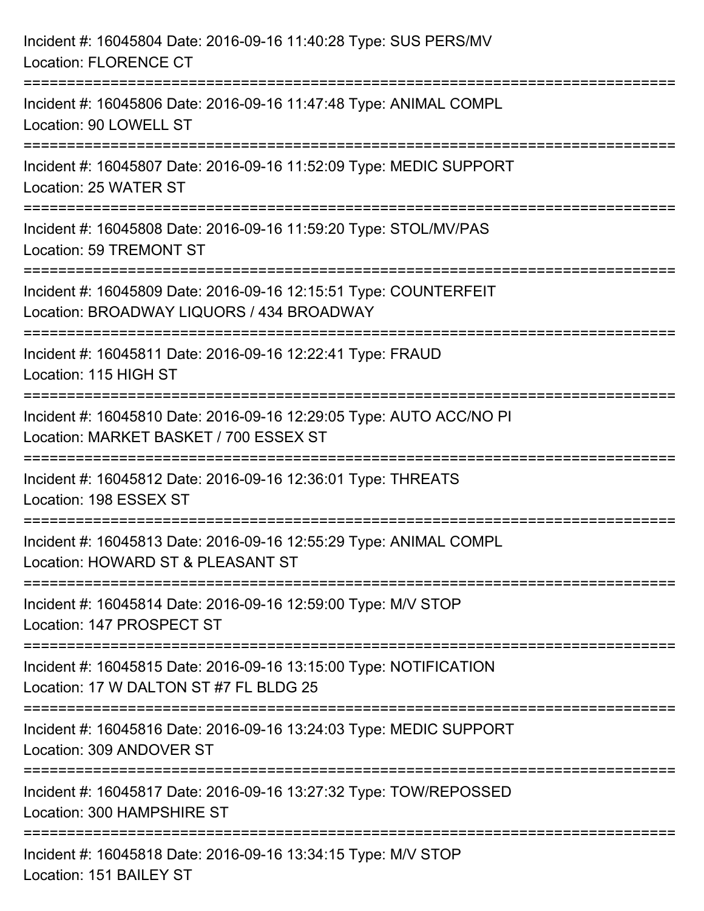Incident #: 16045804 Date: 2016-09-16 11:40:28 Type: SUS PERS/MV
Location: FLORENCE CT

===========================================================================

Incident #: 16045806 Date: 2016-09-16 11:47:48 Type: ANIMAL COMPL
Location: 90 LOWELL ST

===========================================================================

Incident #: 16045807 Date: 2016-09-16 11:52:09 Type: MEDIC SUPPORT
Location: 25 WATER ST

===========================================================================

Incident #: 16045808 Date: 2016-09-16 11:59:20 Type: STOL/MV/PAS
Location: 59 TREMONT ST

===========================================================================

Incident #: 16045809 Date: 2016-09-16 12:15:51 Type: COUNTERFEIT
Location: BROADWAY LIQUORS / 434 BROADWAY

===========================================================================

Incident #: 16045811 Date: 2016-09-16 12:22:41 Type: FRAUD
Location: 115 HIGH ST

===========================================================================

Incident #: 16045810 Date: 2016-09-16 12:29:05 Type: AUTO ACC/NO PI
Location: MARKET BASKET / 700 ESSEX ST

===========================================================================

Incident #: 16045812 Date: 2016-09-16 12:36:01 Type: THREATS
Location: 198 ESSEX ST

===========================================================================

Incident #: 16045813 Date: 2016-09-16 12:55:29 Type: ANIMAL COMPL
Location: HOWARD ST & PLEASANT ST

===========================================================================

Incident #: 16045814 Date: 2016-09-16 12:59:00 Type: M/V STOP
Location: 147 PROSPECT ST

===========================================================================

Incident #: 16045815 Date: 2016-09-16 13:15:00 Type: NOTIFICATION
Location: 17 W DALTON ST #7 FL BLDG 25

===========================================================================

Incident #: 16045816 Date: 2016-09-16 13:24:03 Type: MEDIC SUPPORT
Location: 309 ANDOVER ST

===========================================================================

Incident #: 16045817 Date: 2016-09-16 13:27:32 Type: TOW/REPOSSED
Location: 300 HAMPSHIRE ST

===========================================================================

Incident #: 16045818 Date: 2016-09-16 13:34:15 Type: M/V STOP
Location: 151 BAILEY ST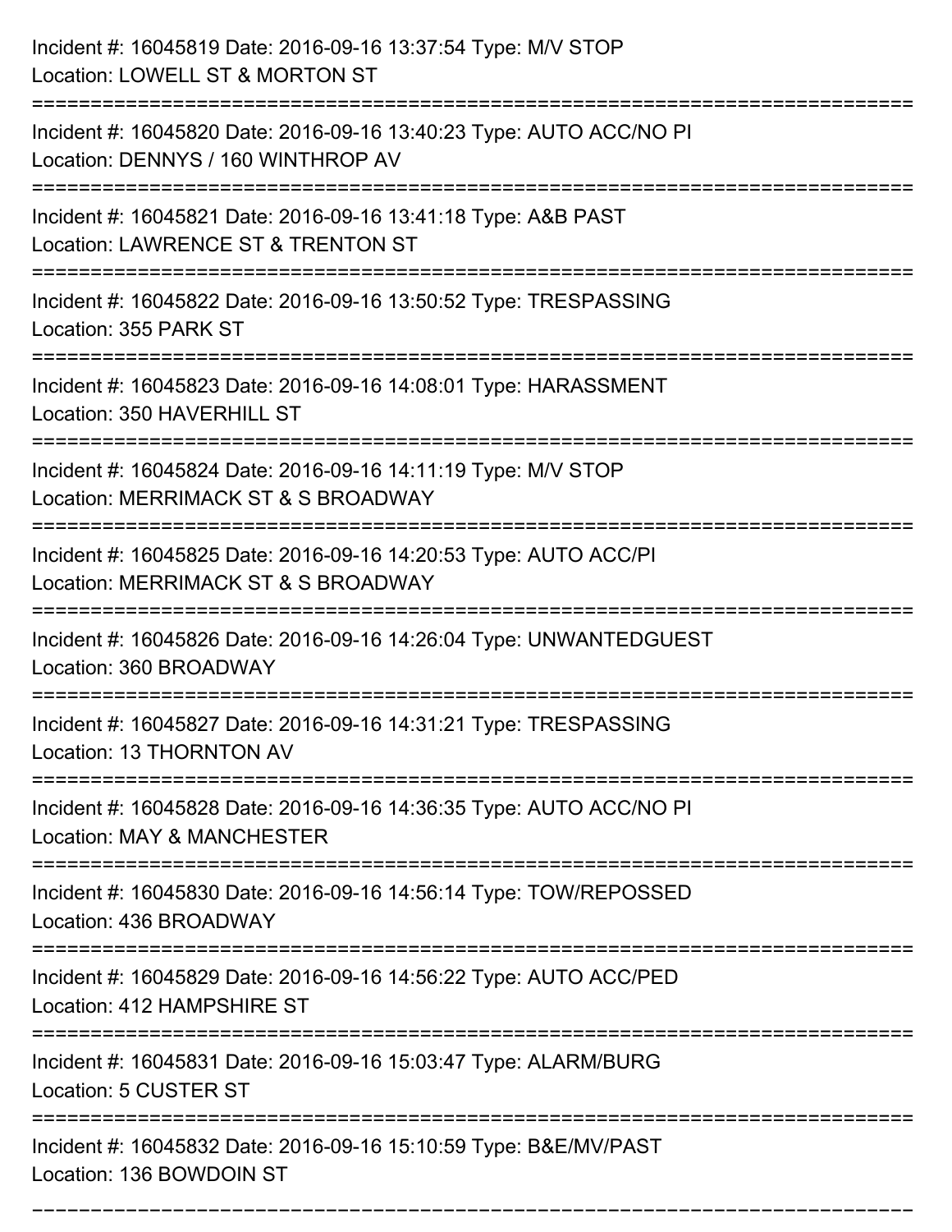Incident #: 16045819 Date: 2016-09-16 13:37:54 Type: M/V STOP
Location: LOWELL ST & MORTON ST

===========================================================================

Incident #: 16045820 Date: 2016-09-16 13:40:23 Type: AUTO ACC/NO PI
Location: DENNYS / 160 WINTHROP AV

===========================================================================

Incident #: 16045821 Date: 2016-09-16 13:41:18 Type: A&B PAST
Location: LAWRENCE ST & TRENTON ST

===========================================================================

Incident #: 16045822 Date: 2016-09-16 13:50:52 Type: TRESPASSING
Location: 355 PARK ST

===========================================================================

Incident #: 16045823 Date: 2016-09-16 14:08:01 Type: HARASSMENT
Location: 350 HAVERHILL ST

===========================================================================

Incident #: 16045824 Date: 2016-09-16 14:11:19 Type: M/V STOP
Location: MERRIMACK ST & S BROADWAY

===========================================================================

Incident #: 16045825 Date: 2016-09-16 14:20:53 Type: AUTO ACC/PI
Location: MERRIMACK ST & S BROADWAY

===========================================================================

Incident #: 16045826 Date: 2016-09-16 14:26:04 Type: UNWANTEDGUEST
Location: 360 BROADWAY

===========================================================================

Incident #: 16045827 Date: 2016-09-16 14:31:21 Type: TRESPASSING
Location: 13 THORNTON AV

===========================================================================

Incident #: 16045828 Date: 2016-09-16 14:36:35 Type: AUTO ACC/NO PI
Location: MAY & MANCHESTER

===========================================================================

Incident #: 16045830 Date: 2016-09-16 14:56:14 Type: TOW/REPOSSED
Location: 436 BROADWAY

===========================================================================

Incident #: 16045829 Date: 2016-09-16 14:56:22 Type: AUTO ACC/PED
Location: 412 HAMPSHIRE ST

===========================================================================

Incident #: 16045831 Date: 2016-09-16 15:03:47 Type: ALARM/BURG
Location: 5 CUSTER ST

===========================================================================

Incident #: 16045832 Date: 2016-09-16 15:10:59 Type: B&E/MV/PAST
Location: 136 BOWDOIN ST

===========================================================================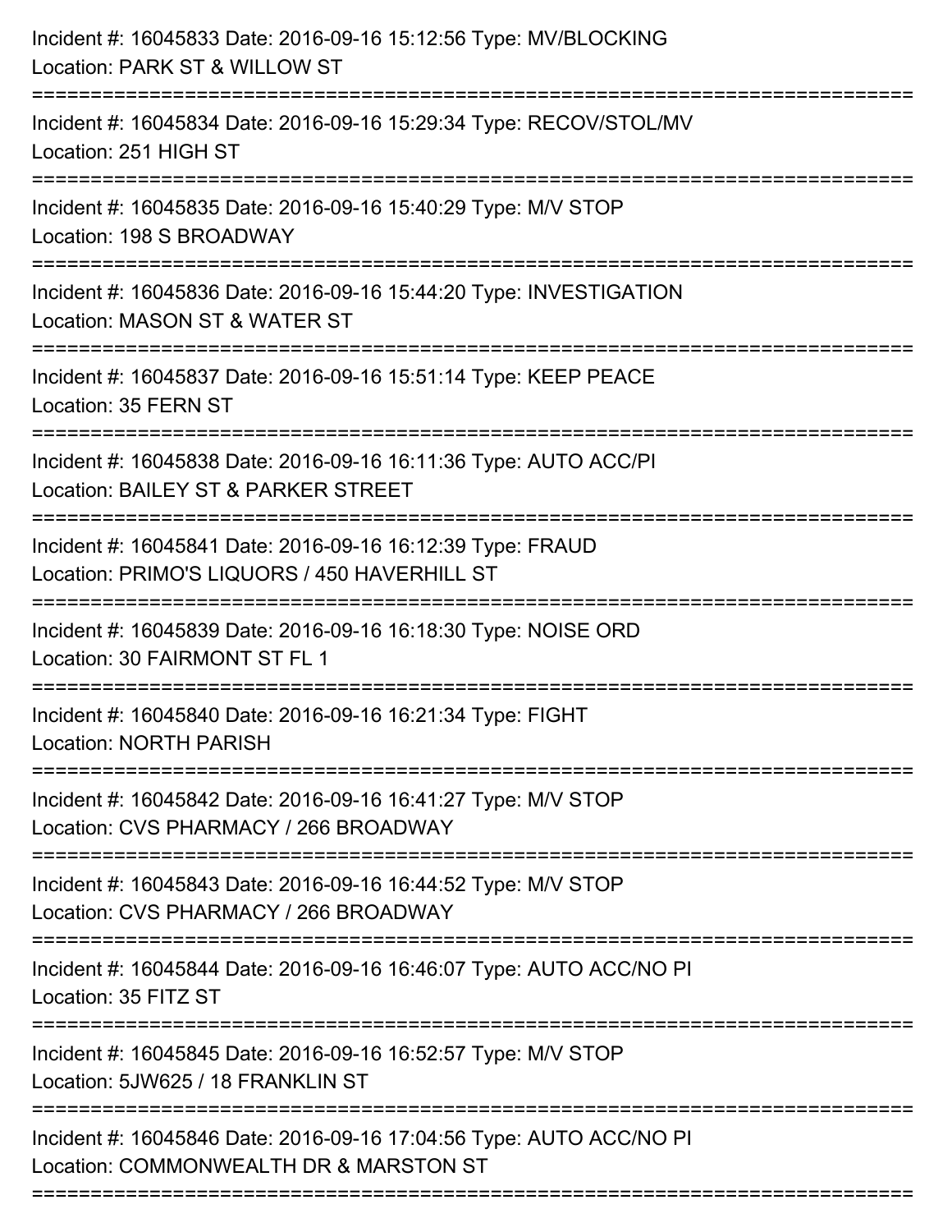Incident #: 16045833 Date: 2016-09-16 15:12:56 Type: MV/BLOCKING
Location: PARK ST & WILLOW ST

===========================================================================

Incident #: 16045834 Date: 2016-09-16 15:29:34 Type: RECOV/STOL/MV
Location: 251 HIGH ST

===========================================================================

Incident #: 16045835 Date: 2016-09-16 15:40:29 Type: M/V STOP
Location: 198 S BROADWAY

===========================================================================

Incident #: 16045836 Date: 2016-09-16 15:44:20 Type: INVESTIGATION
Location: MASON ST & WATER ST

===========================================================================

Incident #: 16045837 Date: 2016-09-16 15:51:14 Type: KEEP PEACE
Location: 35 FERN ST

===========================================================================

Incident #: 16045838 Date: 2016-09-16 16:11:36 Type: AUTO ACC/PI
Location: BAILEY ST & PARKER STREET

===========================================================================

Incident #: 16045841 Date: 2016-09-16 16:12:39 Type: FRAUD
Location: PRIMO'S LIQUORS / 450 HAVERHILL ST

===========================================================================

Incident #: 16045839 Date: 2016-09-16 16:18:30 Type: NOISE ORD
Location: 30 FAIRMONT ST FL 1

===========================================================================

Incident #: 16045840 Date: 2016-09-16 16:21:34 Type: FIGHT
Location: NORTH PARISH

===========================================================================

Incident #: 16045842 Date: 2016-09-16 16:41:27 Type: M/V STOP
Location: CVS PHARMACY / 266 BROADWAY

===========================================================================

Incident #: 16045843 Date: 2016-09-16 16:44:52 Type: M/V STOP
Location: CVS PHARMACY / 266 BROADWAY

===========================================================================

Incident #: 16045844 Date: 2016-09-16 16:46:07 Type: AUTO ACC/NO PI
Location: 35 FITZ ST

===========================================================================

Incident #: 16045845 Date: 2016-09-16 16:52:57 Type: M/V STOP
Location: 5JW625 / 18 FRANKLIN ST

===========================================================================

Incident #: 16045846 Date: 2016-09-16 17:04:56 Type: AUTO ACC/NO PI
Location: COMMONWEALTH DR & MARSTON ST

===========================================================================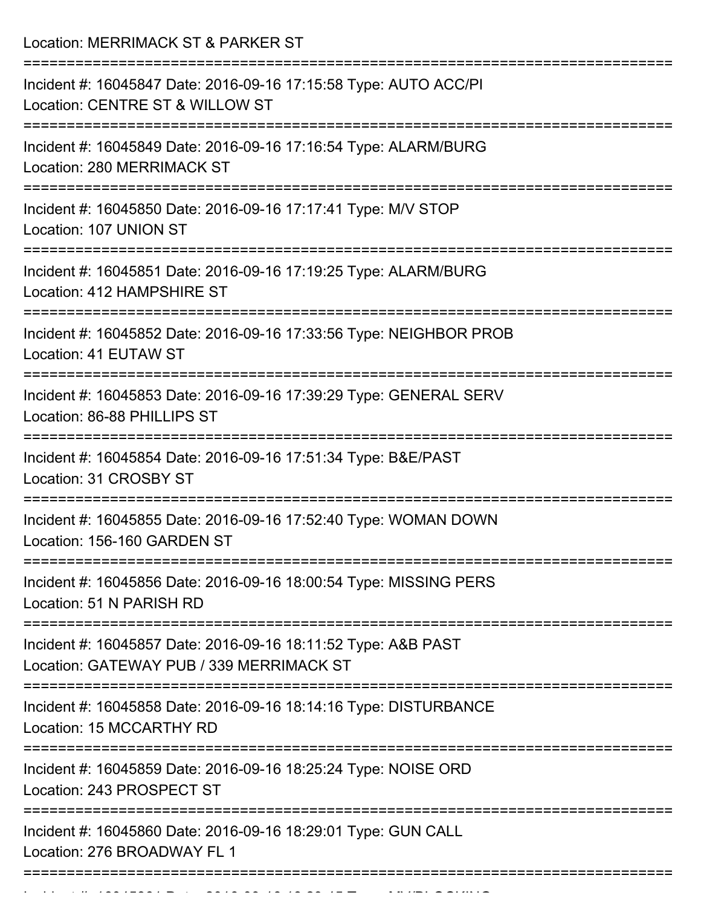Location: MERRIMACK ST & PARKER ST

===========================================================================

Incident #: 16045847 Date: 2016-09-16 17:15:58 Type: AUTO ACC/PI
Location: CENTRE ST & WILLOW ST

===========================================================================

Incident #: 16045849 Date: 2016-09-16 17:16:54 Type: ALARM/BURG
Location: 280 MERRIMACK ST

===========================================================================

Incident #: 16045850 Date: 2016-09-16 17:17:41 Type: M/V STOP
Location: 107 UNION ST

===========================================================================

Incident #: 16045851 Date: 2016-09-16 17:19:25 Type: ALARM/BURG
Location: 412 HAMPSHIRE ST

===========================================================================

Incident #: 16045852 Date: 2016-09-16 17:33:56 Type: NEIGHBOR PROB
Location: 41 EUTAW ST

===========================================================================

Incident #: 16045853 Date: 2016-09-16 17:39:29 Type: GENERAL SERV
Location: 86-88 PHILLIPS ST

===========================================================================

Incident #: 16045854 Date: 2016-09-16 17:51:34 Type: B&E/PAST
Location: 31 CROSBY ST

===========================================================================

Incident #: 16045855 Date: 2016-09-16 17:52:40 Type: WOMAN DOWN
Location: 156-160 GARDEN ST

===========================================================================

Incident #: 16045856 Date: 2016-09-16 18:00:54 Type: MISSING PERS
Location: 51 N PARISH RD

===========================================================================

Incident #: 16045857 Date: 2016-09-16 18:11:52 Type: A&B PAST
Location: GATEWAY PUB / 339 MERRIMACK ST

===========================================================================

Incident #: 16045858 Date: 2016-09-16 18:14:16 Type: DISTURBANCE
Location: 15 MCCARTHY RD

===========================================================================

Incident #: 16045859 Date: 2016-09-16 18:25:24 Type: NOISE ORD
Location: 243 PROSPECT ST

===========================================================================

Incident #: 16045860 Date: 2016-09-16 18:29:01 Type: GUN CALL
Location: 276 BROADWAY FL 1

===========================================================================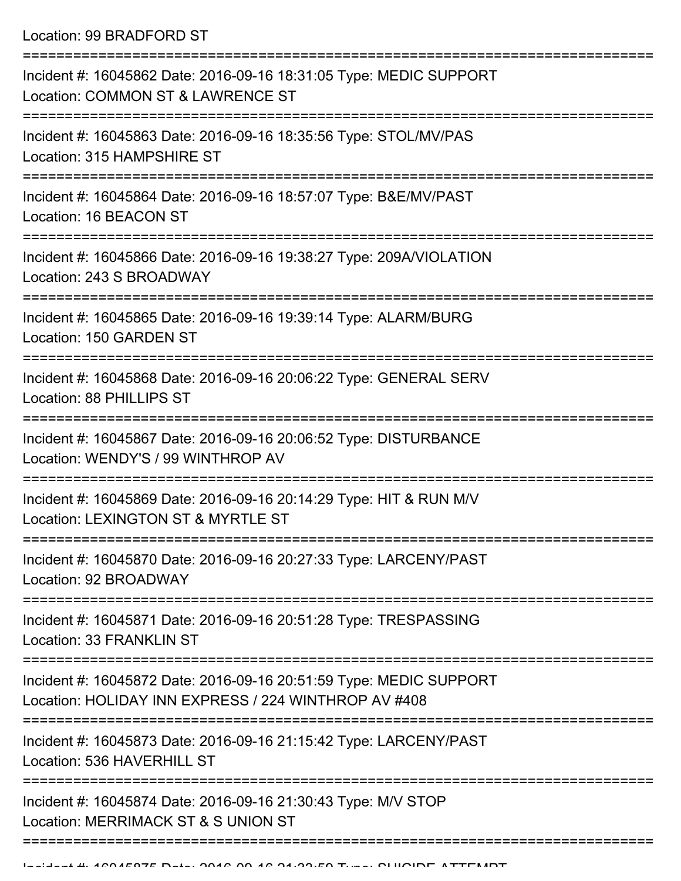Location: 99 BRADFORD ST

===========================================================================

Incident #: 16045862 Date: 2016-09-16 18:31:05 Type: MEDIC SUPPORT
Location: COMMON ST & LAWRENCE ST

===========================================================================

Incident #: 16045863 Date: 2016-09-16 18:35:56 Type: STOL/MV/PAS
Location: 315 HAMPSHIRE ST

===========================================================================

Incident #: 16045864 Date: 2016-09-16 18:57:07 Type: B&E/MV/PAST
Location: 16 BEACON ST

===========================================================================

Incident #: 16045866 Date: 2016-09-16 19:38:27 Type: 209A/VIOLATION
Location: 243 S BROADWAY

===========================================================================

Incident #: 16045865 Date: 2016-09-16 19:39:14 Type: ALARM/BURG
Location: 150 GARDEN ST

===========================================================================

Incident #: 16045868 Date: 2016-09-16 20:06:22 Type: GENERAL SERV
Location: 88 PHILLIPS ST

===========================================================================

Incident #: 16045867 Date: 2016-09-16 20:06:52 Type: DISTURBANCE
Location: WENDY'S / 99 WINTHROP AV

===========================================================================

Incident #: 16045869 Date: 2016-09-16 20:14:29 Type: HIT & RUN M/V
Location: LEXINGTON ST & MYRTLE ST

===========================================================================

Incident #: 16045870 Date: 2016-09-16 20:27:33 Type: LARCENY/PAST
Location: 92 BROADWAY

===========================================================================

Incident #: 16045871 Date: 2016-09-16 20:51:28 Type: TRESPASSING
Location: 33 FRANKLIN ST

===========================================================================

Incident #: 16045872 Date: 2016-09-16 20:51:59 Type: MEDIC SUPPORT
Location: HOLIDAY INN EXPRESS / 224 WINTHROP AV #408

===========================================================================

Incident #: 16045873 Date: 2016-09-16 21:15:42 Type: LARCENY/PAST
Location: 536 HAVERHILL ST

===========================================================================

Incident #: 16045874 Date: 2016-09-16 21:30:43 Type: M/V STOP
Location: MERRIMACK ST & S UNION ST

===========================================================================

Incident #: 16045875 Date: 2016-09-16 21:33:59 Type: SUICIDE ATTEMPT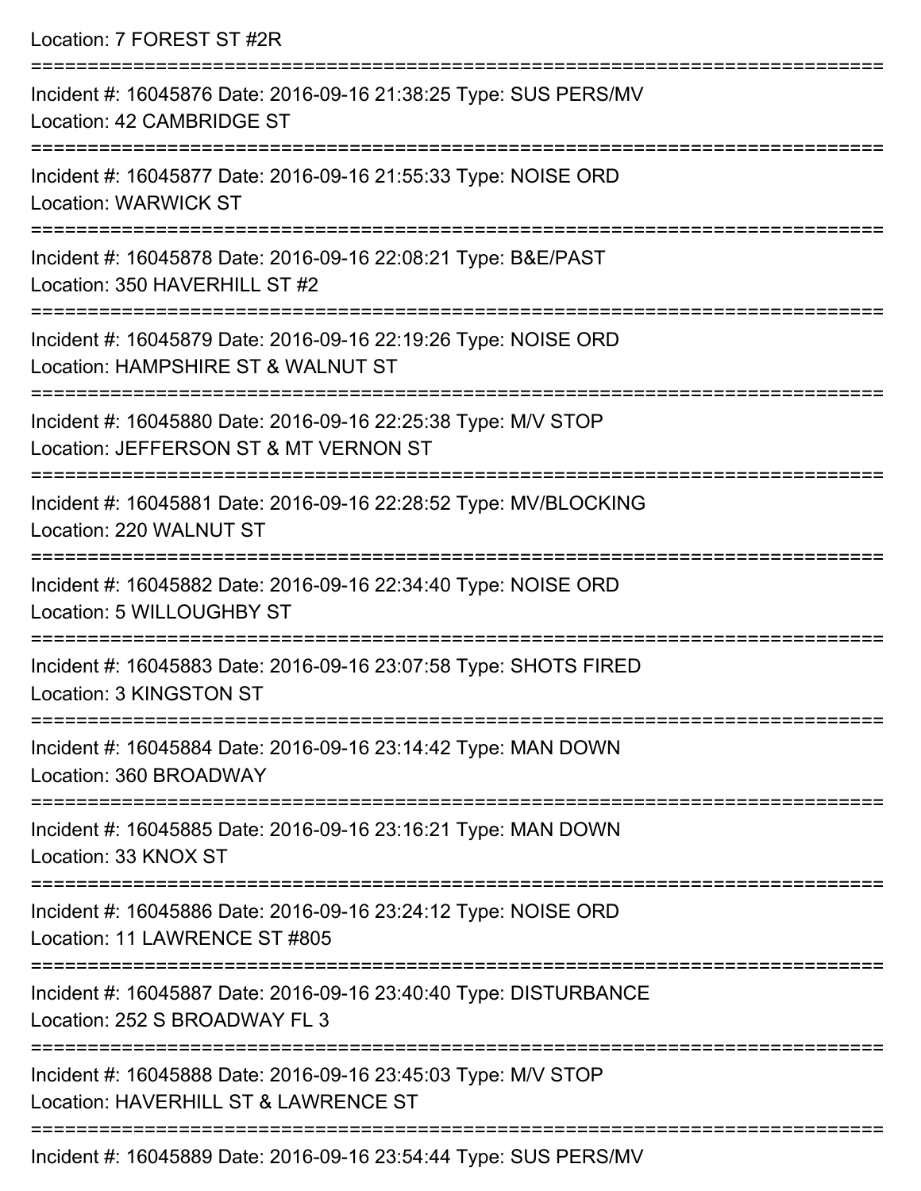Location: 7 FOREST ST #2R

===========================================================================

Incident #: 16045876 Date: 2016-09-16 21:38:25 Type: SUS PERS/MV
Location: 42 CAMBRIDGE ST

===========================================================================

Incident #: 16045877 Date: 2016-09-16 21:55:33 Type: NOISE ORD
Location: WARWICK ST

===========================================================================

Incident #: 16045878 Date: 2016-09-16 22:08:21 Type: B&E/PAST
Location: 350 HAVERHILL ST #2

===========================================================================

Incident #: 16045879 Date: 2016-09-16 22:19:26 Type: NOISE ORD
Location: HAMPSHIRE ST & WALNUT ST

===========================================================================

Incident #: 16045880 Date: 2016-09-16 22:25:38 Type: M/V STOP
Location: JEFFERSON ST & MT VERNON ST

===========================================================================

Incident #: 16045881 Date: 2016-09-16 22:28:52 Type: MV/BLOCKING
Location: 220 WALNUT ST

===========================================================================

Incident #: 16045882 Date: 2016-09-16 22:34:40 Type: NOISE ORD
Location: 5 WILLOUGHBY ST

===========================================================================

Incident #: 16045883 Date: 2016-09-16 23:07:58 Type: SHOTS FIRED
Location: 3 KINGSTON ST

===========================================================================

Incident #: 16045884 Date: 2016-09-16 23:14:42 Type: MAN DOWN
Location: 360 BROADWAY

===========================================================================

Incident #: 16045885 Date: 2016-09-16 23:16:21 Type: MAN DOWN
Location: 33 KNOX ST

===========================================================================

Incident #: 16045886 Date: 2016-09-16 23:24:12 Type: NOISE ORD
Location: 11 LAWRENCE ST #805

===========================================================================

Incident #: 16045887 Date: 2016-09-16 23:40:40 Type: DISTURBANCE
Location: 252 S BROADWAY FL 3

===========================================================================

Incident #: 16045888 Date: 2016-09-16 23:45:03 Type: M/V STOP
Location: HAVERHILL ST & LAWRENCE ST

===========================================================================

Incident #: 16045889 Date: 2016-09-16 23:54:44 Type: SUS PERS/MV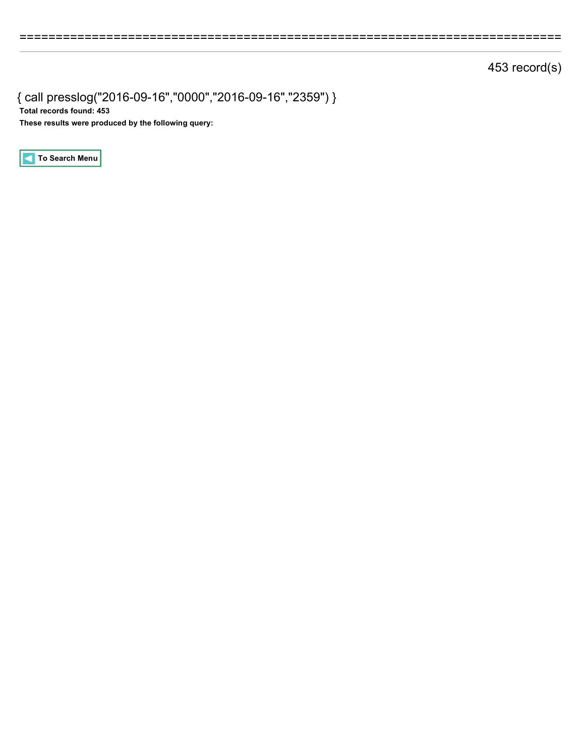===========================================================================

453 record(s)

{ call presslog("2016-09-16","0000","2016-09-16","2359") }

**Total records found: 453**

**These results were produced by the following query:**

**To Search Menu**